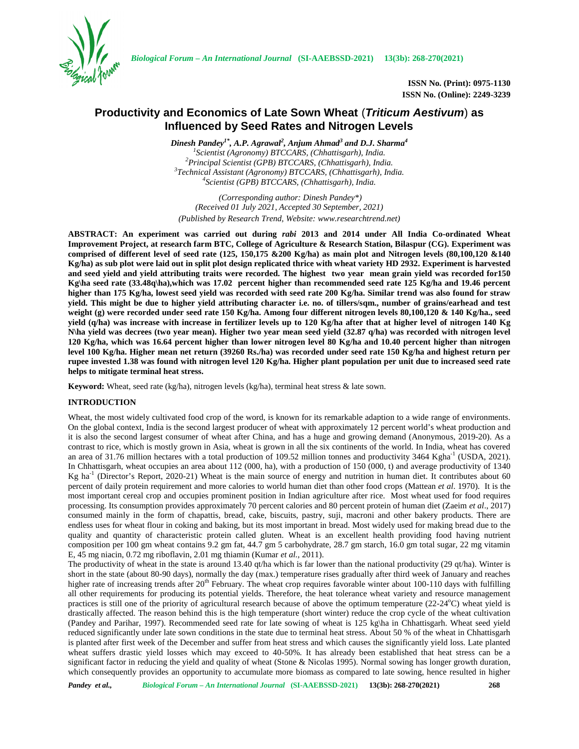# Productivity and Economics of Late Sown Wheat (*Triticum Aestivum*) as Influenced by Seed Rates and Nitrogen Levels

***Dinesh Pandey[1*], A.P. Agrawal[2], Anjum Ahmad[3] and D.J. Sharma[4]***

*[1]Scientist (Agronomy) BTCCARS, (Chhattisgarh), India.*
*[2]Principal Scientist (GPB) BTCCARS, (Chhattisgarh), India.*
*[3]Technical Assistant (Agronomy) BTCCARS, (Chhattisgarh), India.*
*[4]Scientist (GPB) BTCCARS, (Chhattisgarh), India.*

*(Corresponding author: Dinesh Pandey\*)*
*(Received 01 July 2021, Accepted 30 September, 2021)*
*(Published by Research Trend, Website: www.researchtrend.net)*

**ABSTRACT: An experiment was carried out during *rabi* 2013 and 2014 under All India Co-ordinated Wheat Improvement Project, at research farm BTC, College of Agriculture & Research Station, Bilaspur (CG). Experiment was comprised of different level of seed rate (125, 150,175 &200 Kg/ha) as main plot and Nitrogen levels (80,100,120 &140 Kg/ha) as sub plot were laid out in split plot design replicated thrice with wheat variety HD 2932. Experiment is harvested and seed yield and yield attributing traits were recorded. The highest two year mean grain yield was recorded for150 Kg\ha seed rate (33.48q\ha),which was 17.02 percent higher than recommended seed rate 125 Kg/ha and 19.46 percent higher than 175 Kg/ha, lowest seed yield was recorded with seed rate 200 Kg/ha. Similar trend was also found for straw yield. This might be due to higher yield attributing character i.e. no. of tillers/sqm., number of grains/earhead and test weight (g) were recorded under seed rate 150 Kg/ha. Among four different nitrogen levels 80,100,120 & 140 Kg/ha., seed yield (q/ha) was increase with increase in fertilizer levels up to 120 Kg/ha after that at higher level of nitrogen 140 Kg N\ha yield was decrees (two year mean). Higher two year mean seed yield (32.87 q/ha) was recorded with nitrogen level 120 Kg/ha, which was 16.64 percent higher than lower nitrogen level 80 Kg/ha and 10.40 percent higher than nitrogen level 100 Kg/ha. Higher mean net return (39260 Rs./ha) was recorded under seed rate 150 Kg/ha and highest return per rupee invested 1.38 was found with nitrogen level 120 Kg/ha. Higher plant population per unit due to increased seed rate helps to mitigate terminal heat stress.**

**Keyword:** Wheat, seed rate (kg/ha), nitrogen levels (kg/ha), terminal heat stress & late sown.

## INTRODUCTION

Wheat, the most widely cultivated food crop of the word, is known for its remarkable adaption to a wide range of environments. On the global context, India is the second largest producer of wheat with approximately 12 percent world's wheat production and it is also the second largest consumer of wheat after China, and has a huge and growing demand (Anonymous, 2019-20). As a contrast to rice, which is mostly grown in Asia, wheat is grown in all the six continents of the world. In India, wheat has covered an area of 31.76 million hectares with a total production of 109.52 million tonnes and productivity 3464 Kgha$^{-1}$ (USDA, 2021). In Chhattisgarh, wheat occupies an area about 112 (000, ha), with a production of 150 (000, t) and average productivity of 1340 Kg ha$^{-1}$ (Director's Report, 2020-21) Wheat is the main source of energy and nutrition in human diet. It contributes about 60 percent of daily protein requirement and more calories to world human diet than other food crops (Mattean *et al*. 1970). It is the most important cereal crop and occupies prominent position in Indian agriculture after rice. Most wheat used for food requires processing. Its consumption provides approximately 70 percent calories and 80 percent protein of human diet (Zaeim *et al*., 2017) consumed mainly in the form of chapattis, bread, cake, biscuits, pastry, suji, macroni and other bakery products. There are endless uses for wheat flour in coking and baking, but its most important in bread. Most widely used for making bread due to the quality and quantity of characteristic protein called gluten. Wheat is an excellent health providing food having nutrient composition per 100 gm wheat contains 9.2 gm fat, 44.7 gm 5 carbohydrate, 28.7 gm starch, 16.0 gm total sugar, 22 mg vitamin E, 45 mg niacin, 0.72 mg riboflavin, 2.01 mg thiamin (Kumar *et al.*, 2011).

The productivity of wheat in the state is around 13.40 qt/ha which is far lower than the national productivity (29 qt/ha). Winter is short in the state (about 80-90 days), normally the day (max.) temperature rises gradually after third week of January and reaches higher rate of increasing trends after 20$^{th}$ February. The wheat crop requires favorable winter about 100-110 days with fulfilling all other requirements for producing its potential yields. Therefore, the heat tolerance wheat variety and resource management practices is still one of the priority of agricultural research because of above the optimum temperature (22-24$^{o}$C) wheat yield is drastically affected. The reason behind this is the high temperature (short winter) reduce the crop cycle of the wheat cultivation (Pandey and Parihar, 1997). Recommended seed rate for late sowing of wheat is 125 kg\ha in Chhattisgarh. Wheat seed yield reduced significantly under late sown conditions in the state due to terminal heat stress. About 50 % of the wheat in Chhattisgarh is planted after first week of the December and suffer from heat stress and which causes the significantly yield loss. Late planted wheat suffers drastic yield losses which may exceed to 40-50%. It has already been established that heat stress can be a significant factor in reducing the yield and quality of wheat (Stone & Nicolas 1995). Normal sowing has longer growth duration, which consequently provides an opportunity to accumulate more biomass as compared to late sowing, hence resulted in higher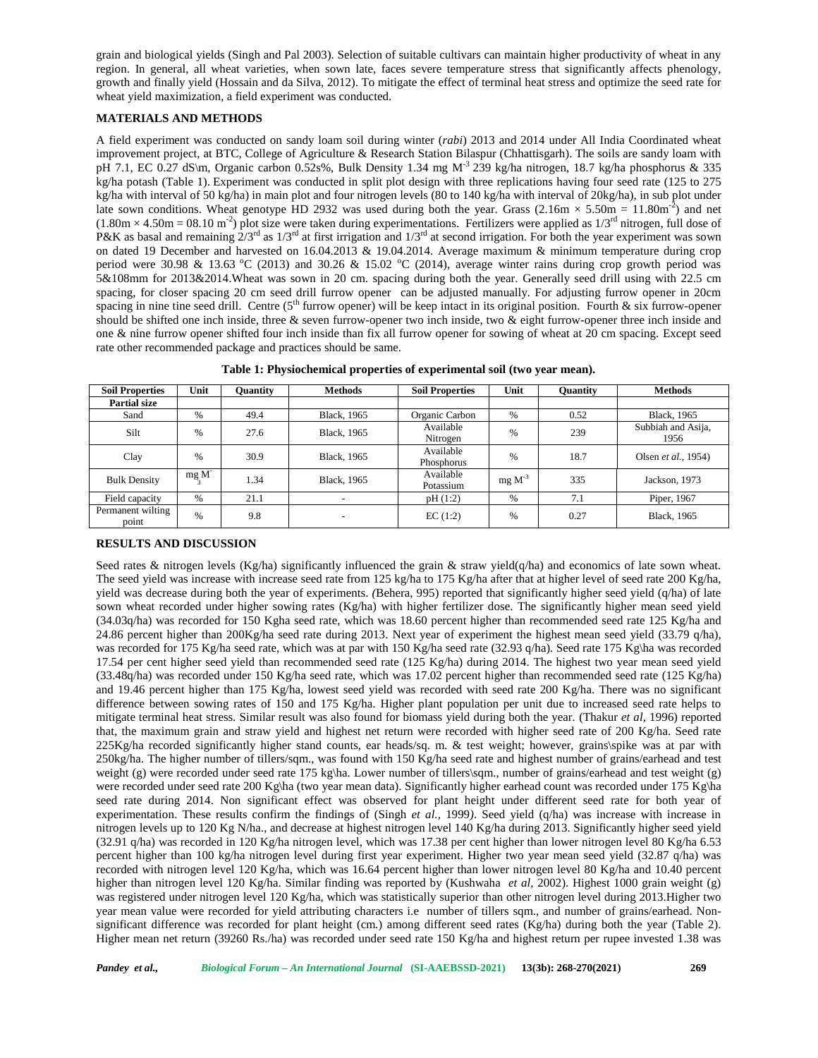grain and biological yields (Singh and Pal 2003). Selection of suitable cultivars can maintain higher productivity of wheat in any region. In general, all wheat varieties, when sown late, faces severe temperature stress that significantly affects phenology, growth and finally yield (Hossain and da Silva, 2012). To mitigate the effect of terminal heat stress and optimize the seed rate for wheat yield maximization, a field experiment was conducted.

## MATERIALS AND METHODS

A field experiment was conducted on sandy loam soil during winter (*rabi*) 2013 and 2014 under All India Coordinated wheat improvement project, at BTC, College of Agriculture & Research Station Bilaspur (Chhattisgarh). The soils are sandy loam with pH 7.1, EC 0.27 dS\m, Organic carbon 0.52s%, Bulk Density 1.34 mg $M^{-3}$ 239 kg/ha nitrogen, 18.7 kg/ha phosphorus & 335 kg/ha potash (Table 1). Experiment was conducted in split plot design with three replications having four seed rate (125 to 275 kg/ha with interval of 50 kg/ha) in main plot and four nitrogen levels (80 to 140 kg/ha with interval of 20kg/ha), in sub plot under late sown conditions. Wheat genotype HD 2932 was used during both the year. Grass (2.16m × 5.50m = 11.80$m^{-2}$) and net (1.80m × 4.50m = 08.10 $m^{-2}$) plot size were taken during experimentations. Fertilizers were applied as 1/3$^{rd}$ nitrogen, full dose of P&K as basal and remaining 2/3$^{rd}$ as 1/3$^{rd}$ at first irrigation and 1/3$^{rd}$ at second irrigation. For both the year experiment was sown on dated 19 December and harvested on 16.04.2013 & 19.04.2014. Average maximum & minimum temperature during crop period were 30.98 & 13.63 °C (2013) and 30.26 & 15.02 °C (2014), average winter rains during crop growth period was 5&108mm for 2013&2014.Wheat was sown in 20 cm. spacing during both the year. Generally seed drill using with 22.5 cm spacing, for closer spacing 20 cm seed drill furrow opener can be adjusted manually. For adjusting furrow opener in 20cm spacing in nine tine seed drill. Centre (5$^{th}$ furrow opener) will be keep intact in its original position. Fourth & six furrow-opener should be shifted one inch inside, three & seven furrow-opener two inch inside, two & eight furrow-opener three inch inside and one & nine furrow opener shifted four inch inside than fix all furrow opener for sowing of wheat at 20 cm spacing. Except seed rate other recommended package and practices should be same.

**Table 1: Physiochemical properties of experimental soil (two year mean).**

| Soil Properties | Unit | Quantity | Methods | Soil Properties | Unit | Quantity | Methods |
|---|---|---|---|---|---|---|---|
| **Partial size** | | | | | | | |
| Sand | % | 49.4 | Black, 1965 | Organic Carbon | % | 0.52 | Black, 1965 |
| Silt | % | 27.6 | Black, 1965 | Available Nitrogen | % | 239 | Subbiah and Asija, 1956 |
| Clay | % | 30.9 | Black, 1965 | Available Phosphorus | % | 18.7 | Olsen *et al.*, 1954) |
| Bulk Density | mg $M^{-3}$ | 1.34 | Black, 1965 | Available Potassium | mg $M^{-3}$ | 335 | Jackson, 1973 |
| Field capacity | % | 21.1 | - | pH (1:2) | % | 7.1 | Piper, 1967 |
| Permanent wilting point | % | 9.8 | - | EC (1:2) | % | 0.27 | Black, 1965 |

## RESULTS AND DISCUSSION

Seed rates & nitrogen levels (Kg/ha) significantly influenced the grain & straw yield(q/ha) and economics of late sown wheat. The seed yield was increase with increase seed rate from 125 kg/ha to 175 Kg/ha after that at higher level of seed rate 200 Kg/ha, yield was decrease during both the year of experiments. *(*Behera, 995) reported that significantly higher seed yield (q/ha) of late sown wheat recorded under higher sowing rates (Kg/ha) with higher fertilizer dose. The significantly higher mean seed yield (34.03q/ha) was recorded for 150 Kgha seed rate, which was 18.60 percent higher than recommended seed rate 125 Kg/ha and 24.86 percent higher than 200Kg/ha seed rate during 2013. Next year of experiment the highest mean seed yield (33.79 q/ha), was recorded for 175 Kg/ha seed rate, which was at par with 150 Kg/ha seed rate (32.93 q/ha). Seed rate 175 Kg\ha was recorded 17.54 per cent higher seed yield than recommended seed rate (125 Kg/ha) during 2014. The highest two year mean seed yield (33.48q/ha) was recorded under 150 Kg/ha seed rate, which was 17.02 percent higher than recommended seed rate (125 Kg/ha) and 19.46 percent higher than 175 Kg/ha, lowest seed yield was recorded with seed rate 200 Kg/ha. There was no significant difference between sowing rates of 150 and 175 Kg/ha. Higher plant population per unit due to increased seed rate helps to mitigate terminal heat stress. Similar result was also found for biomass yield during both the year. (Thakur *et al*, 1996) reported that, the maximum grain and straw yield and highest net return were recorded with higher seed rate of 200 Kg/ha. Seed rate 225Kg/ha recorded significantly higher stand counts, ear heads/sq. m. & test weight; however, grains\spike was at par with 250kg/ha. The higher number of tillers/sqm., was found with 150 Kg/ha seed rate and highest number of grains/earhead and test weight (g) were recorded under seed rate 175 kg\ha. Lower number of tillers\sqm., number of grains/earhead and test weight (g) were recorded under seed rate 200 Kg\ha (two year mean data). Significantly higher earhead count was recorded under 175 Kg\ha seed rate during 2014. Non significant effect was observed for plant height under different seed rate for both year of experimentation. These results confirm the findings of (Singh *et al.*, 1999*)*. Seed yield (q/ha) was increase with increase in nitrogen levels up to 120 Kg N/ha., and decrease at highest nitrogen level 140 Kg/ha during 2013. Significantly higher seed yield (32.91 q/ha) was recorded in 120 Kg/ha nitrogen level, which was 17.38 per cent higher than lower nitrogen level 80 Kg/ha 6.53 percent higher than 100 kg/ha nitrogen level during first year experiment. Higher two year mean seed yield (32.87 q/ha) was recorded with nitrogen level 120 Kg/ha, which was 16.64 percent higher than lower nitrogen level 80 Kg/ha and 10.40 percent higher than nitrogen level 120 Kg/ha. Similar finding was reported by (Kushwaha *et al*, 2002). Highest 1000 grain weight (g) was registered under nitrogen level 120 Kg/ha, which was statistically superior than other nitrogen level during 2013.Higher two year mean value were recorded for yield attributing characters i.e number of tillers sqm., and number of grains/earhead. Non-significant difference was recorded for plant height (cm.) among different seed rates (Kg/ha) during both the year (Table 2). Higher mean net return (39260 Rs./ha) was recorded under seed rate 150 Kg/ha and highest return per rupee invested 1.38 was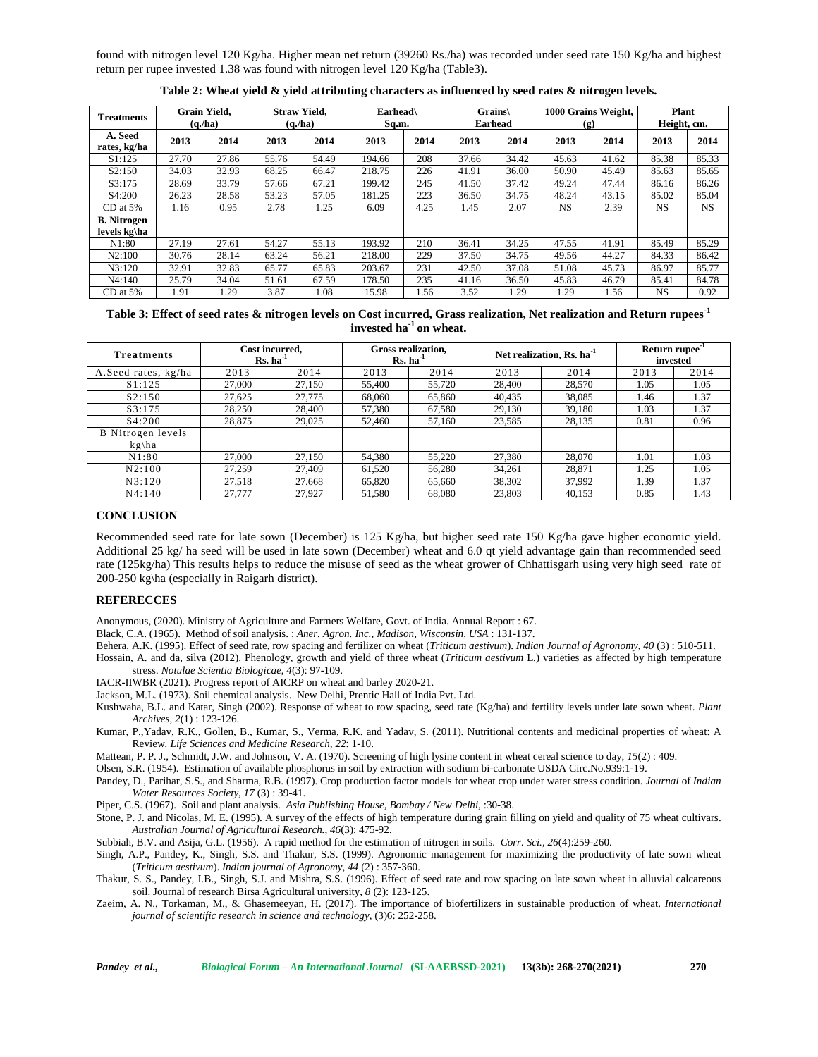found with nitrogen level 120 Kg/ha. Higher mean net return (39260 Rs./ha) was recorded under seed rate 150 Kg/ha and highest return per rupee invested 1.38 was found with nitrogen level 120 Kg/ha (Table3).

**Table 2: Wheat yield & yield attributing characters as influenced by seed rates & nitrogen levels.**

| Treatments | Grain Yield, (q./ha) | | Straw Yield, (q./ha) | | Earhead\ Sq.m. | | Grains\ Earhead | | 1000 Grains Weight, (g) | | Plant Height, cm. | |
|---|---|---|---|---|---|---|---|---|---|---|---|---|
| **A. Seed rates, kg/ha** | **2013** | **2014** | **2013** | **2014** | **2013** | **2014** | **2013** | **2014** | **2013** | **2014** | **2013** | **2014** |
| S1:125 | 27.70 | 27.86 | 55.76 | 54.49 | 194.66 | 208 | 37.66 | 34.42 | 45.63 | 41.62 | 85.38 | 85.33 |
| S2:150 | 34.03 | 32.93 | 68.25 | 66.47 | 218.75 | 226 | 41.91 | 36.00 | 50.90 | 45.49 | 85.63 | 85.65 |
| S3:175 | 28.69 | 33.79 | 57.66 | 67.21 | 199.42 | 245 | 41.50 | 37.42 | 49.24 | 47.44 | 86.16 | 86.26 |
| S4:200 | 26.23 | 28.58 | 53.23 | 57.05 | 181.25 | 223 | 36.50 | 34.75 | 48.24 | 43.15 | 85.02 | 85.04 |
| CD at 5% | 1.16 | 0.95 | 2.78 | 1.25 | 6.09 | 4.25 | 1.45 | 2.07 | NS | 2.39 | NS | NS |
| **B. Nitrogen levels kg\ha** | | | | | | | | | | | | |
| N1:80 | 27.19 | 27.61 | 54.27 | 55.13 | 193.92 | 210 | 36.41 | 34.25 | 47.55 | 41.91 | 85.49 | 85.29 |
| N2:100 | 30.76 | 28.14 | 63.24 | 56.21 | 218.00 | 229 | 37.50 | 34.75 | 49.56 | 44.27 | 84.33 | 86.42 |
| N3:120 | 32.91 | 32.83 | 65.77 | 65.83 | 203.67 | 231 | 42.50 | 37.08 | 51.08 | 45.73 | 86.97 | 85.77 |
| N4:140 | 25.79 | 34.04 | 51.61 | 67.59 | 178.50 | 235 | 41.16 | 36.50 | 45.83 | 46.79 | 85.41 | 84.78 |
| CD at 5% | 1.91 | 1.29 | 3.87 | 1.08 | 15.98 | 1.56 | 3.52 | 1.29 | 1.29 | 1.56 | NS | 0.92 |

**Table 3: Effect of seed rates & nitrogen levels on Cost incurred, Grass realization, Net realization and Return rupees$^{-1}$ invested ha$^{-1}$ on wheat.**

| Treatments | Cost incurred, Rs. ha$^{-1}$ | | Gross realization, Rs. ha$^{-1}$ | | Net realization, Rs. ha$^{-1}$ | | Return rupee$^{-1}$ invested | |
|---|---|---|---|---|---|---|---|---|
| A.Seed rates, kg/ha | 2013 | 2014 | 2013 | 2014 | 2013 | 2014 | 2013 | 2014 |
| S1:125 | 27,000 | 27,150 | 55,400 | 55,720 | 28,400 | 28,570 | 1.05 | 1.05 |
| S2:150 | 27,625 | 27,775 | 68,060 | 65,860 | 40,435 | 38,085 | 1.46 | 1.37 |
| S3:175 | 28,250 | 28,400 | 57,380 | 67,580 | 29,130 | 39,180 | 1.03 | 1.37 |
| S4:200 | 28,875 | 29,025 | 52,460 | 57,160 | 23,585 | 28,135 | 0.81 | 0.96 |
| B Nitrogen levels kg\ha | | | | | | | | |
| N1:80 | 27,000 | 27,150 | 54,380 | 55,220 | 27,380 | 28,070 | 1.01 | 1.03 |
| N2:100 | 27,259 | 27,409 | 61,520 | 56,280 | 34,261 | 28,871 | 1.25 | 1.05 |
| N3:120 | 27,518 | 27,668 | 65,820 | 65,660 | 38,302 | 37,992 | 1.39 | 1.37 |
| N4:140 | 27,777 | 27,927 | 51,580 | 68,080 | 23,803 | 40,153 | 0.85 | 1.43 |

## CONCLUSION

Recommended seed rate for late sown (December) is 125 Kg/ha, but higher seed rate 150 Kg/ha gave higher economic yield. Additional 25 kg/ ha seed will be used in late sown (December) wheat and 6.0 qt yield advantage gain than recommended seed rate (125kg/ha) This results helps to reduce the misuse of seed as the wheat grower of Chhattisgarh using very high seed rate of 200-250 kg\ha (especially in Raigarh district).

## REFERECCES

Anonymous, (2020). Ministry of Agriculture and Farmers Welfare, Govt. of India. Annual Report : 67.

Black, C.A. (1965). Method of soil analysis. : *Aner. Agron. Inc., Madison, Wisconsin, USA* : 131-137.

Behera, A.K. (1995). Effect of seed rate, row spacing and fertilizer on wheat (*Triticum aestivum*). *Indian Journal of Agronomy, 40* (3) : 510-511.

Hossain, A. and da, silva (2012). Phenology, growth and yield of three wheat (*Triticum aestivum* L.) varieties as affected by high temperature stress. *Notulae Scientia Biologicae, 4*(3): 97-109.

IACR-IIWBR (2021). Progress report of AICRP on wheat and barley 2020-21.

Jackson, M.L. (1973). Soil chemical analysis. New Delhi, Prentic Hall of India Pvt. Ltd.

Kushwaha, B.L. and Katar, Singh (2002). Response of wheat to row spacing, seed rate (Kg/ha) and fertility levels under late sown wheat. *Plant Archives, 2*(1) : 123-126.

Kumar, P.,Yadav, R.K., Gollen, B., Kumar, S., Verma, R.K. and Yadav, S. (2011). Nutritional contents and medicinal properties of wheat: A Review. *Life Sciences and Medicine Research, 22*: 1-10.

Mattean, P. P. J., Schmidt, J.W. and Johnson, V. A. (1970). Screening of high lysine content in wheat cereal science to day, *15*(2) : 409.

Olsen, S.R. (1954). Estimation of available phosphorus in soil by extraction with sodium bi-carbonate USDA Circ.No.939:1-19.

Pandey, D., Parihar, S.S., and Sharma, R.B. (1997). Crop production factor models for wheat crop under water stress condition. *Journal* of *Indian Water Resources Society, 17* (3) : 39-41.

Piper, C.S. (1967). Soil and plant analysis. *Asia Publishing House, Bombay / New Delhi*, :30-38.

Stone, P. J. and Nicolas, M. E. (1995). A survey of the effects of high temperature during grain filling on yield and quality of 75 wheat cultivars. *Australian Journal of Agricultural Research., 46*(3): 475-92.

Subbiah, B.V. and Asija, G.L. (1956). A rapid method for the estimation of nitrogen in soils. *Corr. Sci., 26*(4):259-260.

Singh, A.P., Pandey, K., Singh, S.S. and Thakur, S.S. (1999). Agronomic management for maximizing the productivity of late sown wheat (*Triticum aestivum*). *Indian journal of Agronomy, 44* (2) : 357-360.

Thakur, S. S., Pandey, I.B., Singh, S.J. and Mishra, S.S. (1996). Effect of seed rate and row spacing on late sown wheat in alluvial calcareous soil. Journal of research Birsa Agricultural university, *8* (2): 123-125.

Zaeim, A. N., Torkaman, M., & Ghasemeeyan, H. (2017). The importance of biofertilizers in sustainable production of wheat. *International journal of scientific research in science and technology,* (3)6: 252-258.